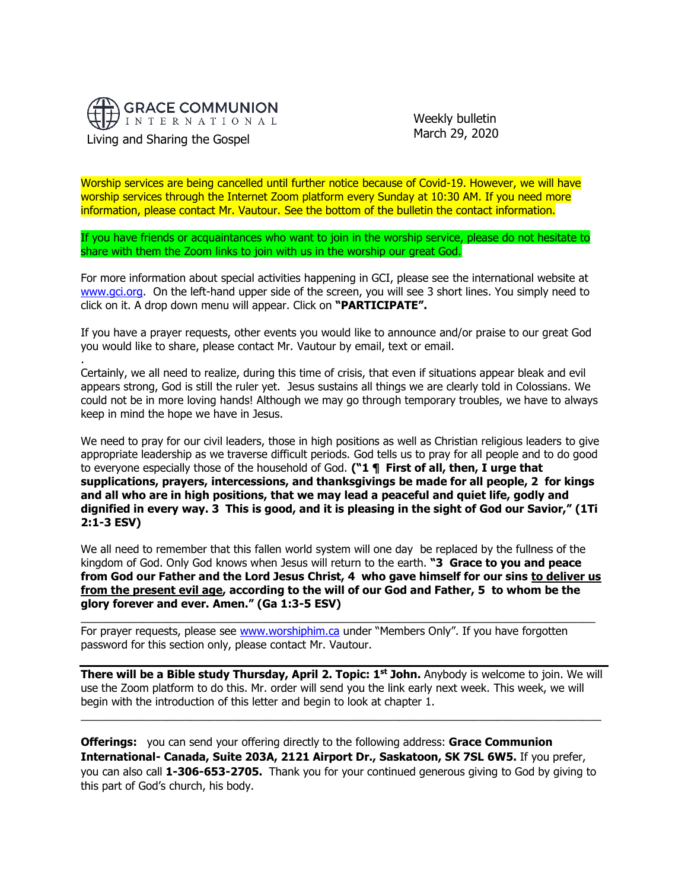GRACE COMMUNION INTERNATIONAL

Living and Sharing the Gospel

Weekly bulletin
March 29, 2020

Worship services are being cancelled until further notice because of Covid-19. However, we will have worship services through the Internet Zoom platform every Sunday at 10:30 AM. If you need more information, please contact Mr. Vautour. See the bottom of the bulletin the contact information.

If you have friends or acquaintances who want to join in the worship service, please do not hesitate to share with them the Zoom links to join with us in the worship our great God.

For more information about special activities happening in GCI, please see the international website at www.gci.org. On the left-hand upper side of the screen, you will see 3 short lines. You simply need to click on it. A drop down menu will appear. Click on **"PARTICIPATE".**

If you have a prayer requests, other events you would like to announce and/or praise to our great God you would like to share, please contact Mr. Vautour by email, text or email.

.

Certainly, we all need to realize, during this time of crisis, that even if situations appear bleak and evil appears strong, God is still the ruler yet. Jesus sustains all things we are clearly told in Colossians. We could not be in more loving hands! Although we may go through temporary troubles, we have to always keep in mind the hope we have in Jesus.

We need to pray for our civil leaders, those in high positions as well as Christian religious leaders to give appropriate leadership as we traverse difficult periods. God tells us to pray for all people and to do good to everyone especially those of the household of God. **("1 ¶ First of all, then, I urge that supplications, prayers, intercessions, and thanksgivings be made for all people, 2 for kings and all who are in high positions, that we may lead a peaceful and quiet life, godly and dignified in every way. 3 This is good, and it is pleasing in the sight of God our Savior," (1Ti 2:1-3 ESV)**

We all need to remember that this fallen world system will one day be replaced by the fullness of the kingdom of God. Only God knows when Jesus will return to the earth. **"3 Grace to you and peace from God our Father and the Lord Jesus Christ, 4 who gave himself for our sins <u>to deliver us from the present evil age</u>, according to the will of our God and Father, 5 to whom be the glory forever and ever. Amen." (Ga 1:3-5 ESV)**

---

For prayer requests, please see www.worshiphim.ca under "Members Only". If you have forgotten password for this section only, please contact Mr. Vautour.

---

**There will be a Bible study Thursday, April 2. Topic: 1st John.** Anybody is welcome to join. We will use the Zoom platform to do this. Mr. order will send you the link early next week. This week, we will begin with the introduction of this letter and begin to look at chapter 1.

---

**Offerings:** you can send your offering directly to the following address: **Grace Communion International- Canada, Suite 203A, 2121 Airport Dr., Saskatoon, SK 7SL 6W5.** If you prefer, you can also call **1-306-653-2705.** Thank you for your continued generous giving to God by giving to this part of God's church, his body.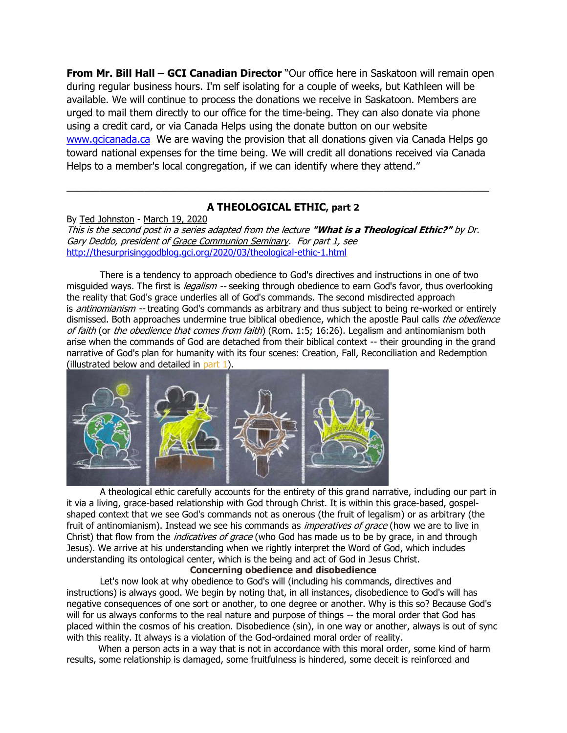**From Mr. Bill Hall – GCI Canadian Director** "Our office here in Saskatoon will remain open during regular business hours. I'm self isolating for a couple of weeks, but Kathleen will be available. We will continue to process the donations we receive in Saskatoon. Members are urged to mail them directly to our office for the time-being. They can also donate via phone using a credit card, or via Canada Helps using the donate button on our website www.gcicanada.ca We are waving the provision that all donations given via Canada Helps go toward national expenses for the time being. We will credit all donations received via Canada Helps to a member's local congregation, if we can identify where they attend."

---

## A THEOLOGICAL ETHIC, part 2

By Ted Johnston - March 19, 2020

*This is the second post in a series adapted from the lecture* ***"What is a Theological Ethic?"*** *by Dr. Gary Deddo, president of Grace Communion Seminary. For part 1, see* http://thesurprisinggodblog.gci.org/2020/03/theological-ethic-1.html

There is a tendency to approach obedience to God's directives and instructions in one of two misguided ways. The first is *legalism* -- seeking through obedience to earn God's favor, thus overlooking the reality that God's grace underlies all of God's commands. The second misdirected approach is *antinomianism* -- treating God's commands as arbitrary and thus subject to being re-worked or entirely dismissed. Both approaches undermine true biblical obedience, which the apostle Paul calls *the obedience of faith* (or *the obedience that comes from faith*) (Rom. 1:5; 16:26). Legalism and antinomianism both arise when the commands of God are detached from their biblical context -- their grounding in the grand narrative of God's plan for humanity with its four scenes: Creation, Fall, Reconciliation and Redemption (illustrated below and detailed in part 1).

A theological ethic carefully accounts for the entirety of this grand narrative, including our part in it via a living, grace-based relationship with God through Christ. It is within this grace-based, gospel-shaped context that we see God's commands not as onerous (the fruit of legalism) or as arbitrary (the fruit of antinomianism). Instead we see his commands as *imperatives of grace* (how we are to live in Christ) that flow from the *indicatives of grace* (who God has made us to be by grace, in and through Jesus). We arrive at his understanding when we rightly interpret the Word of God, which includes understanding its ontological center, which is the being and act of God in Jesus Christ.

### Concerning obedience and disobedience

Let's now look at why obedience to God's will (including his commands, directives and instructions) is always good. We begin by noting that, in all instances, disobedience to God's will has negative consequences of one sort or another, to one degree or another. Why is this so? Because God's will for us always conforms to the real nature and purpose of things -- the moral order that God has placed within the cosmos of his creation. Disobedience (sin), in one way or another, always is out of sync with this reality. It always is a violation of the God-ordained moral order of reality.

When a person acts in a way that is not in accordance with this moral order, some kind of harm results, some relationship is damaged, some fruitfulness is hindered, some deceit is reinforced and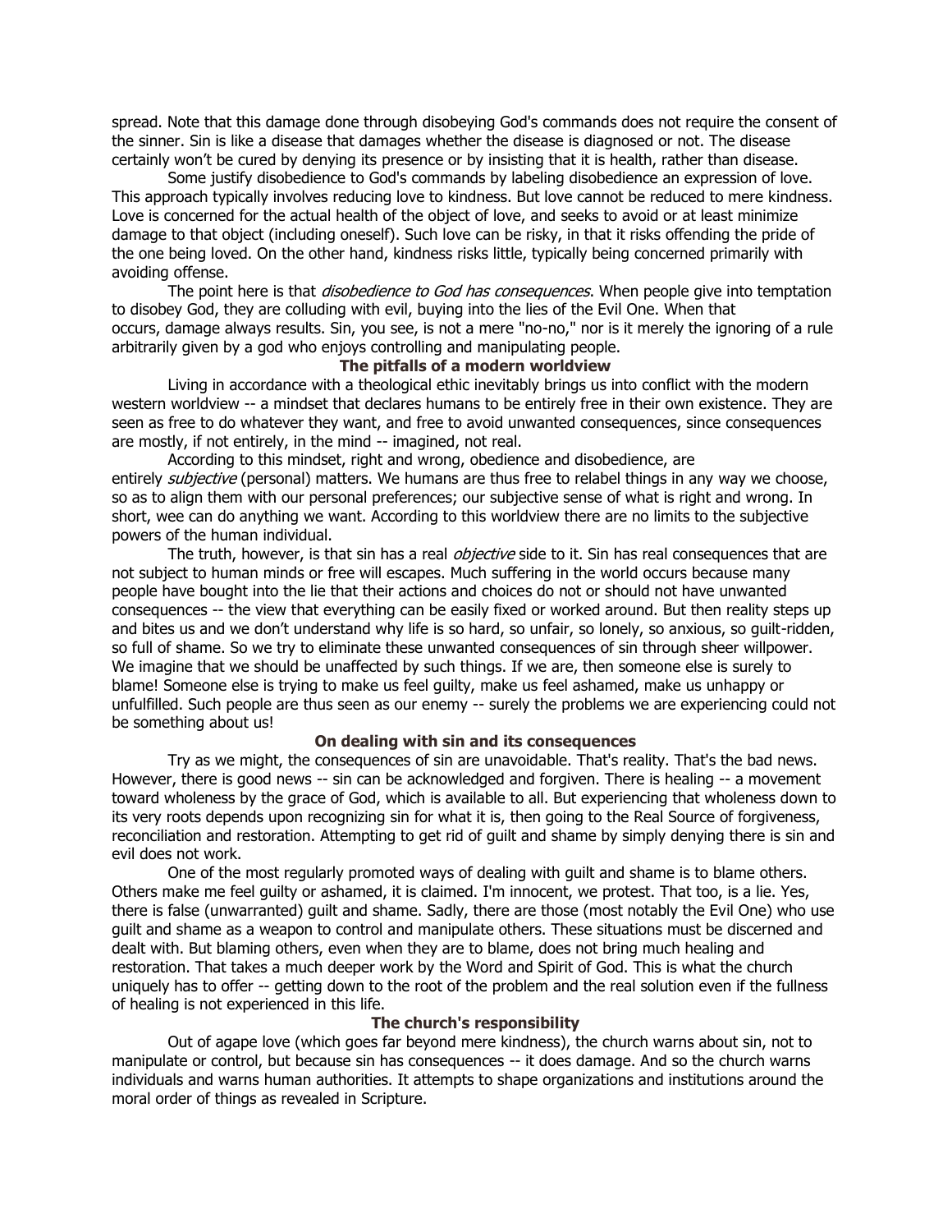spread. Note that this damage done through disobeying God's commands does not require the consent of the sinner. Sin is like a disease that damages whether the disease is diagnosed or not. The disease certainly won't be cured by denying its presence or by insisting that it is health, rather than disease.

Some justify disobedience to God's commands by labeling disobedience an expression of love. This approach typically involves reducing love to kindness. But love cannot be reduced to mere kindness. Love is concerned for the actual health of the object of love, and seeks to avoid or at least minimize damage to that object (including oneself). Such love can be risky, in that it risks offending the pride of the one being loved. On the other hand, kindness risks little, typically being concerned primarily with avoiding offense.

The point here is that *disobedience to God has consequences*. When people give into temptation to disobey God, they are colluding with evil, buying into the lies of the Evil One. When that occurs, damage always results. Sin, you see, is not a mere "no-no," nor is it merely the ignoring of a rule arbitrarily given by a god who enjoys controlling and manipulating people.

## The pitfalls of a modern worldview

Living in accordance with a theological ethic inevitably brings us into conflict with the modern western worldview -- a mindset that declares humans to be entirely free in their own existence. They are seen as free to do whatever they want, and free to avoid unwanted consequences, since consequences are mostly, if not entirely, in the mind -- imagined, not real.

According to this mindset, right and wrong, obedience and disobedience, are entirely *subjective* (personal) matters. We humans are thus free to relabel things in any way we choose, so as to align them with our personal preferences; our subjective sense of what is right and wrong. In short, wee can do anything we want. According to this worldview there are no limits to the subjective powers of the human individual.

The truth, however, is that sin has a real *objective* side to it. Sin has real consequences that are not subject to human minds or free will escapes. Much suffering in the world occurs because many people have bought into the lie that their actions and choices do not or should not have unwanted consequences -- the view that everything can be easily fixed or worked around. But then reality steps up and bites us and we don't understand why life is so hard, so unfair, so lonely, so anxious, so guilt-ridden, so full of shame. So we try to eliminate these unwanted consequences of sin through sheer willpower. We imagine that we should be unaffected by such things. If we are, then someone else is surely to blame! Someone else is trying to make us feel guilty, make us feel ashamed, make us unhappy or unfulfilled. Such people are thus seen as our enemy -- surely the problems we are experiencing could not be something about us!

## On dealing with sin and its consequences

Try as we might, the consequences of sin are unavoidable. That's reality. That's the bad news. However, there is good news -- sin can be acknowledged and forgiven. There is healing -- a movement toward wholeness by the grace of God, which is available to all. But experiencing that wholeness down to its very roots depends upon recognizing sin for what it is, then going to the Real Source of forgiveness, reconciliation and restoration. Attempting to get rid of guilt and shame by simply denying there is sin and evil does not work.

One of the most regularly promoted ways of dealing with guilt and shame is to blame others. Others make me feel guilty or ashamed, it is claimed. I'm innocent, we protest. That too, is a lie. Yes, there is false (unwarranted) guilt and shame. Sadly, there are those (most notably the Evil One) who use guilt and shame as a weapon to control and manipulate others. These situations must be discerned and dealt with. But blaming others, even when they are to blame, does not bring much healing and restoration. That takes a much deeper work by the Word and Spirit of God. This is what the church uniquely has to offer -- getting down to the root of the problem and the real solution even if the fullness of healing is not experienced in this life.

## The church's responsibility

Out of agape love (which goes far beyond mere kindness), the church warns about sin, not to manipulate or control, but because sin has consequences -- it does damage. And so the church warns individuals and warns human authorities. It attempts to shape organizations and institutions around the moral order of things as revealed in Scripture.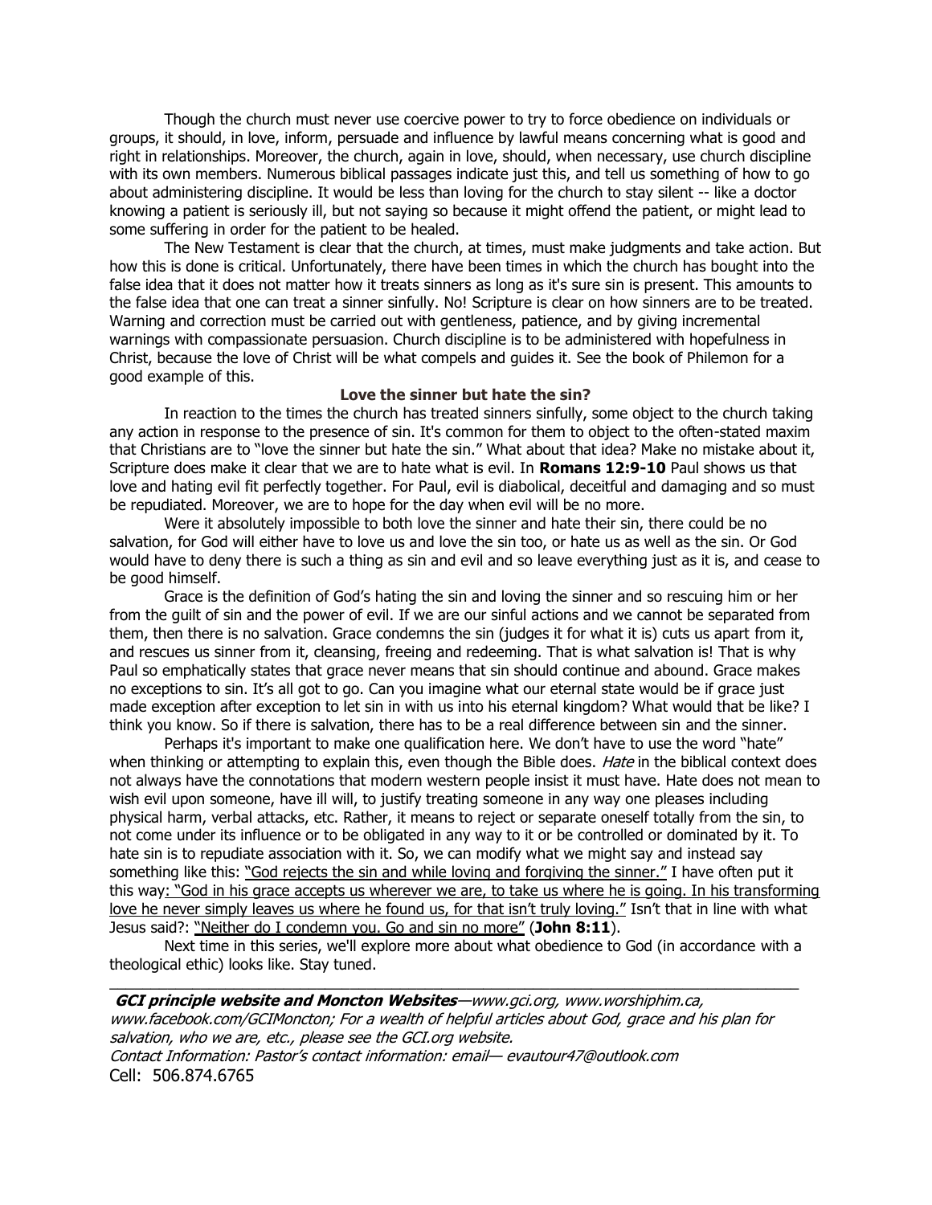Though the church must never use coercive power to try to force obedience on individuals or groups, it should, in love, inform, persuade and influence by lawful means concerning what is good and right in relationships. Moreover, the church, again in love, should, when necessary, use church discipline with its own members. Numerous biblical passages indicate just this, and tell us something of how to go about administering discipline. It would be less than loving for the church to stay silent -- like a doctor knowing a patient is seriously ill, but not saying so because it might offend the patient, or might lead to some suffering in order for the patient to be healed.

The New Testament is clear that the church, at times, must make judgments and take action. But how this is done is critical. Unfortunately, there have been times in which the church has bought into the false idea that it does not matter how it treats sinners as long as it's sure sin is present. This amounts to the false idea that one can treat a sinner sinfully. No! Scripture is clear on how sinners are to be treated. Warning and correction must be carried out with gentleness, patience, and by giving incremental warnings with compassionate persuasion. Church discipline is to be administered with hopefulness in Christ, because the love of Christ will be what compels and guides it. See the book of Philemon for a good example of this.

**Love the sinner but hate the sin?**

In reaction to the times the church has treated sinners sinfully, some object to the church taking any action in response to the presence of sin. It's common for them to object to the often-stated maxim that Christians are to "love the sinner but hate the sin." What about that idea? Make no mistake about it, Scripture does make it clear that we are to hate what is evil. In **Romans 12:9-10** Paul shows us that love and hating evil fit perfectly together. For Paul, evil is diabolical, deceitful and damaging and so must be repudiated. Moreover, we are to hope for the day when evil will be no more.

Were it absolutely impossible to both love the sinner and hate their sin, there could be no salvation, for God will either have to love us and love the sin too, or hate us as well as the sin. Or God would have to deny there is such a thing as sin and evil and so leave everything just as it is, and cease to be good himself.

Grace is the definition of God's hating the sin and loving the sinner and so rescuing him or her from the guilt of sin and the power of evil. If we are our sinful actions and we cannot be separated from them, then there is no salvation. Grace condemns the sin (judges it for what it is) cuts us apart from it, and rescues us sinner from it, cleansing, freeing and redeeming. That is what salvation is! That is why Paul so emphatically states that grace never means that sin should continue and abound. Grace makes no exceptions to sin. It's all got to go. Can you imagine what our eternal state would be if grace just made exception after exception to let sin in with us into his eternal kingdom? What would that be like? I think you know. So if there is salvation, there has to be a real difference between sin and the sinner.

Perhaps it's important to make one qualification here. We don't have to use the word "hate" when thinking or attempting to explain this, even though the Bible does. *Hate* in the biblical context does not always have the connotations that modern western people insist it must have. Hate does not mean to wish evil upon someone, have ill will, to justify treating someone in any way one pleases including physical harm, verbal attacks, etc. Rather, it means to reject or separate oneself totally from the sin, to not come under its influence or to be obligated in any way to it or be controlled or dominated by it. To hate sin is to repudiate association with it. So, we can modify what we might say and instead say something like this: "God rejects the sin and while loving and forgiving the sinner." I have often put it this way: "God in his grace accepts us wherever we are, to take us where he is going. In his transforming love he never simply leaves us where he found us, for that isn't truly loving." Isn't that in line with what Jesus said?: "Neither do I condemn you. Go and sin no more" (**John 8:11**).

Next time in this series, we'll explore more about what obedience to God (in accordance with a theological ethic) looks like. Stay tuned.

---

***GCI principle website and Moncton Websites****—www.gci.org, www.worshiphim.ca, www.facebook.com/GCIMoncton; For a wealth of helpful articles about God, grace and his plan for salvation, who we are, etc., please see the GCI.org website.*

*Contact Information: Pastor's contact information: email— evautour47@outlook.com*

Cell: 506.874.6765